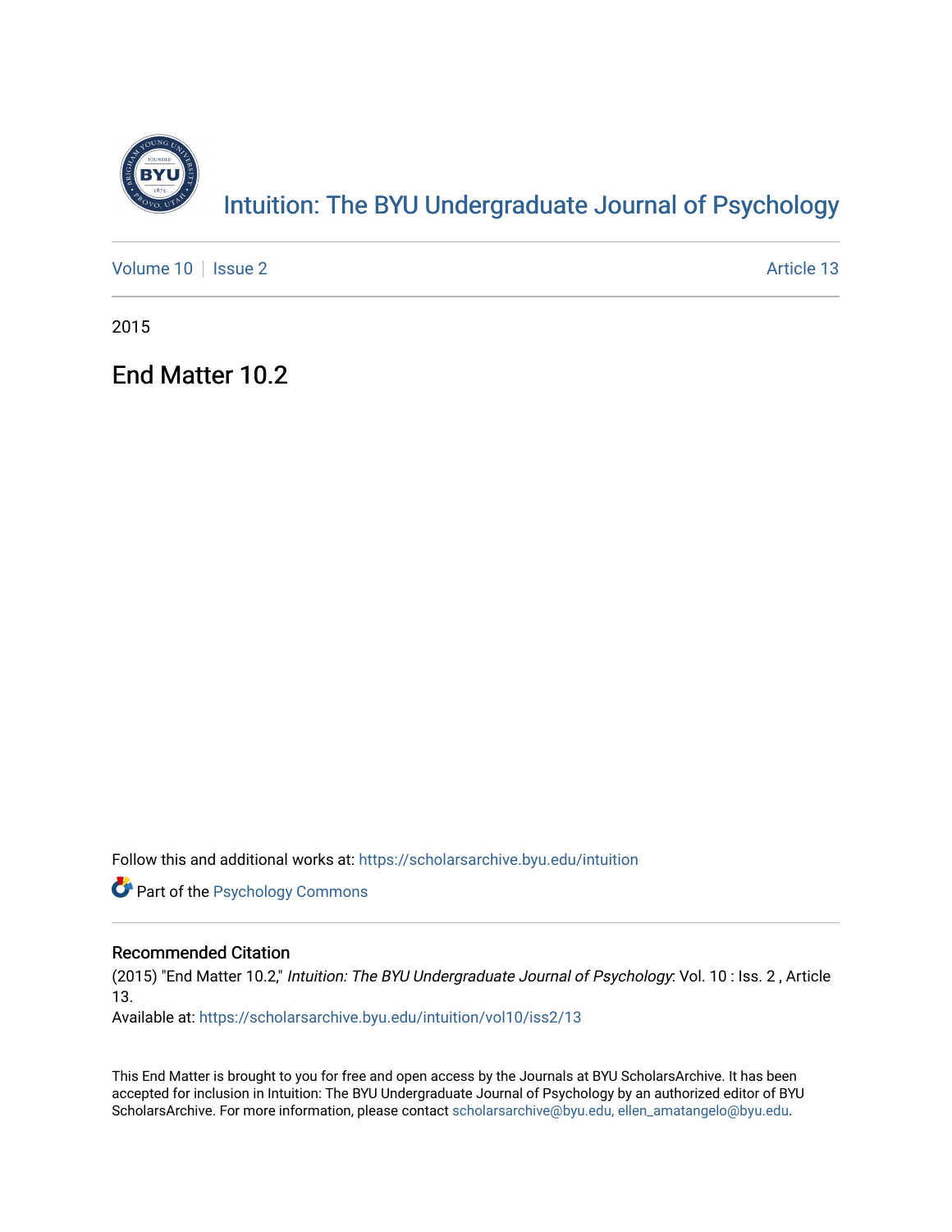# Intuition: The BYU Undergraduate Journal of Psychology

Volume 10 | Issue 2 | Article 13

2015

## End Matter 10.2

Follow this and additional works at: https://scholarsarchive.byu.edu/intuition

Part of the Psychology Commons

### Recommended Citation

(2015) "End Matter 10.2," *Intuition: The BYU Undergraduate Journal of Psychology*: Vol. 10 : Iss. 2 , Article 13.

Available at: https://scholarsarchive.byu.edu/intuition/vol10/iss2/13

This End Matter is brought to you for free and open access by the Journals at BYU ScholarsArchive. It has been accepted for inclusion in Intuition: The BYU Undergraduate Journal of Psychology by an authorized editor of BYU ScholarsArchive. For more information, please contact scholarsarchive@byu.edu, ellen_amatangelo@byu.edu.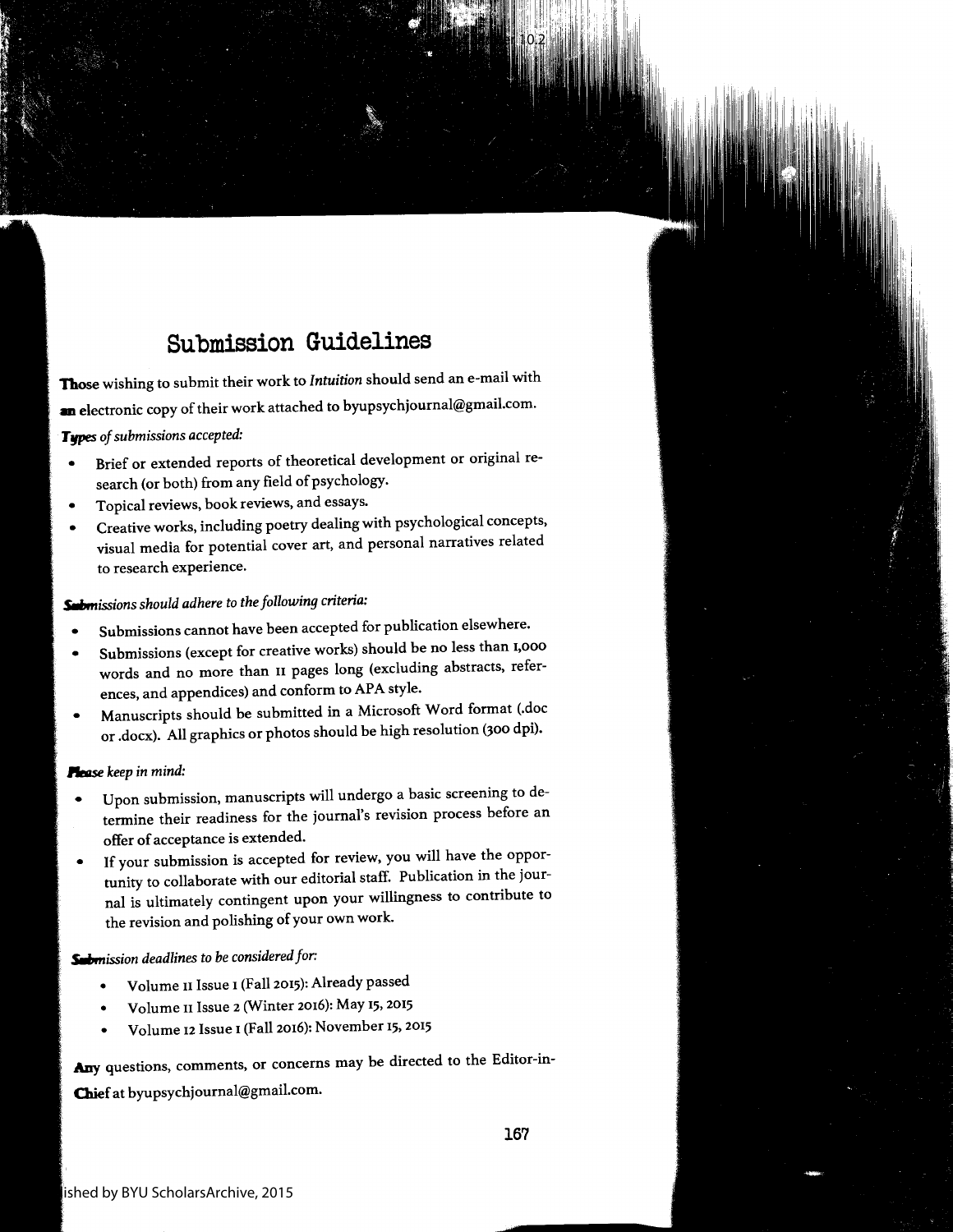# Submission Guidelines

Those wishing to submit their work to *Intuition* should send an e-mail with an electronic copy of their work attached to byupsychjournal@gmail.com.

***Types** of submissions accepted:*

- Brief or extended reports of theoretical development or original research (or both) from any field of psychology.
- Topical reviews, book reviews, and essays.
- Creative works, including poetry dealing with psychological concepts, visual media for potential cover art, and personal narratives related to research experience.

*Submissions should adhere to the following criteria:*

- Submissions cannot have been accepted for publication elsewhere.
- Submissions (except for creative works) should be no less than 1,000 words and no more than 11 pages long (excluding abstracts, references, and appendices) and conform to APA style.
- Manuscripts should be submitted in a Microsoft Word format (.doc or .docx). All graphics or photos should be high resolution (300 dpi).

*Please keep in mind:*

- Upon submission, manuscripts will undergo a basic screening to determine their readiness for the journal's revision process before an offer of acceptance is extended.
- If your submission is accepted for review, you will have the opportunity to collaborate with our editorial staff. Publication in the journal is ultimately contingent upon your willingness to contribute to the revision and polishing of your own work.

*Submission deadlines to be considered for:*

- Volume 11 Issue 1 (Fall 2015): Already passed
- Volume 11 Issue 2 (Winter 2016): May 15, 2015
- Volume 12 Issue 1 (Fall 2016): November 15, 2015

Any questions, comments, or concerns may be directed to the Editor-in-Chief at byupsychjournal@gmail.com.